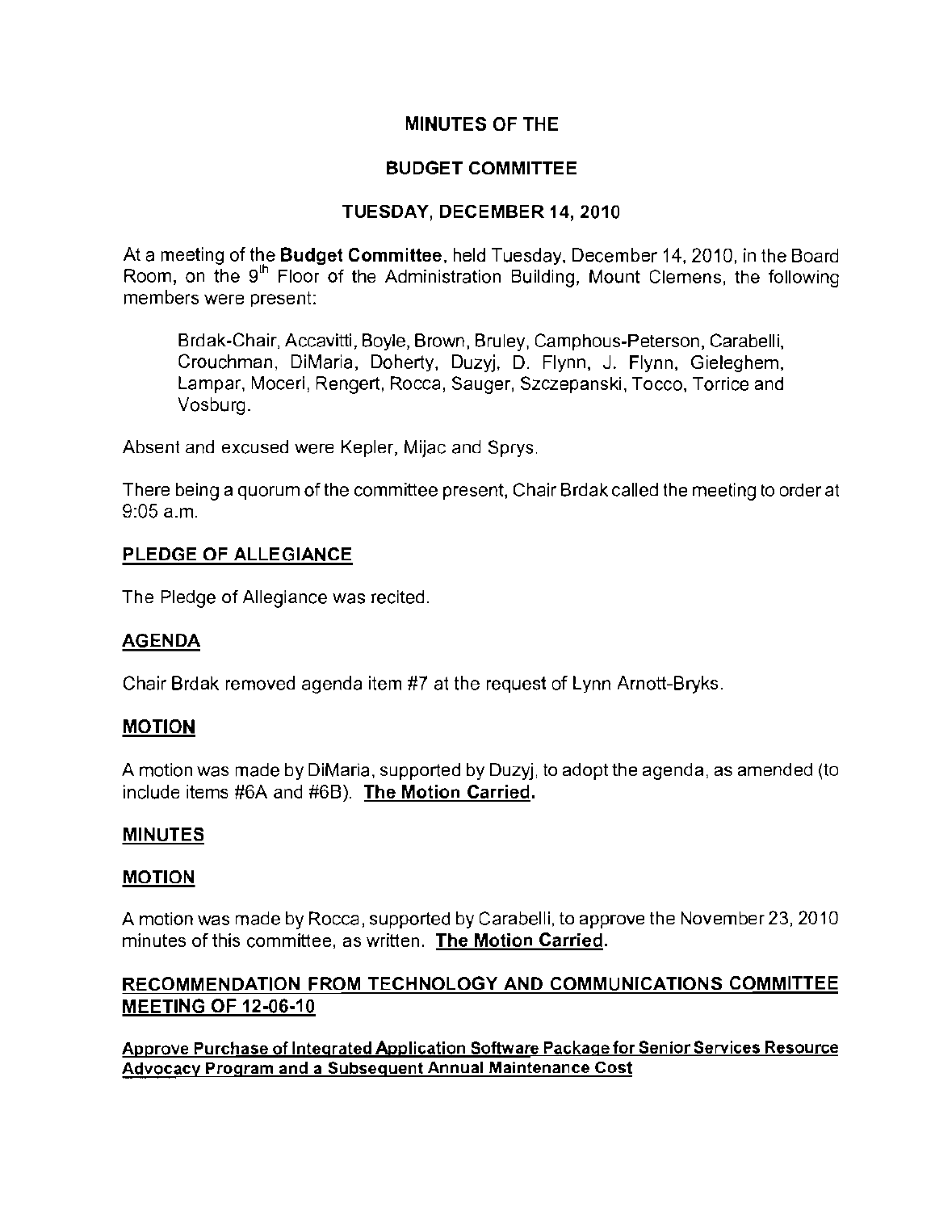# MINUTES OF THE

## BUDGET COMMITTEE

## TUESDAY, DECEMBER 14, 2010

At a meeting of the **Budget Committee**, held Tuesday, December 14, 2010, in the Board Room, on the 9th Floor of the Administration Building, Mount Clemens, the following members were present:

> Brdak-Chair, Accavitti, Boyle, Brown, Bruley, Camphous-Peterson, Carabelli, Crouchman, DiMaria, Doherty, Duzyj, D. Flynn, J. Flynn, Gieleghem, Lampar, Moceri, Rengert, Rocca, Sauger, Szczepanski, Tocco, Torrice and Vosburg.

Absent and excused were Kepler, Mijac and Sprys.

There being a quorum of the committee present, Chair Brdak called the meeting to order at 9:05 a.m.

### PLEDGE OF ALLEGIANCE

The Pledge of Allegiance was recited.

### AGENDA

Chair Brdak removed agenda item #7 at the request of Lynn Arnott-Bryks.

### MOTION

A motion was made by DiMaria, supported by Duzyj, to adopt the agenda, as amended (to include items #6A and #6B). **The Motion Carried.**

### MINUTES

### MOTION

A motion was made by Rocca, supported by Carabelli, to approve the November 23, 2010 minutes of this committee, as written. **The Motion Carried.**

### RECOMMENDATION FROM TECHNOLOGY AND COMMUNICATIONS COMMITTEE MEETING OF 12-06-10

**Approve Purchase of Integrated Application Software Package for Senior Services Resource Advocacy Program and a Subsequent Annual Maintenance Cost**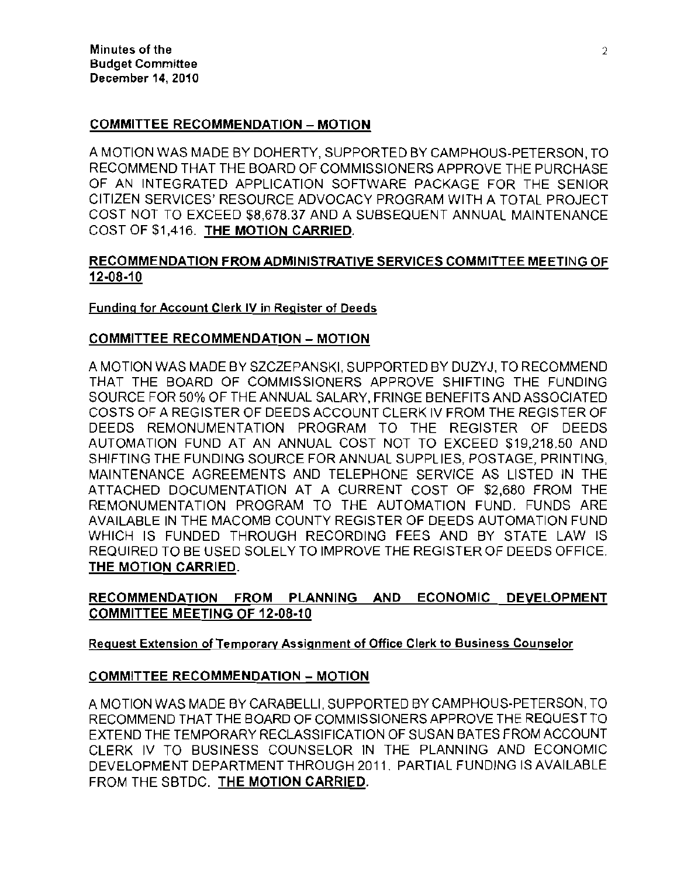### COMMITTEE RECOMMENDATION – MOTION

A MOTION WAS MADE BY DOHERTY, SUPPORTED BY CAMPHOUS-PETERSON, TO RECOMMEND THAT THE BOARD OF COMMISSIONERS APPROVE THE PURCHASE OF AN INTEGRATED APPLICATION SOFTWARE PACKAGE FOR THE SENIOR CITIZEN SERVICES' RESOURCE ADVOCACY PROGRAM WITH A TOTAL PROJECT COST NOT TO EXCEED $8,678.37 AND A SUBSEQUENT ANNUAL MAINTENANCE COST OF $1,416. **THE MOTION CARRIED.**

### RECOMMENDATION FROM ADMINISTRATIVE SERVICES COMMITTEE MEETING OF 12-08-10

Funding for Account Clerk IV in Register of Deeds

### COMMITTEE RECOMMENDATION – MOTION

A MOTION WAS MADE BY SZCZEPANSKI, SUPPORTED BY DUZYJ, TO RECOMMEND THAT THE BOARD OF COMMISSIONERS APPROVE SHIFTING THE FUNDING SOURCE FOR 50% OF THE ANNUAL SALARY, FRINGE BENEFITS AND ASSOCIATED COSTS OF A REGISTER OF DEEDS ACCOUNT CLERK IV FROM THE REGISTER OF DEEDS REMONUMENTATION PROGRAM TO THE REGISTER OF DEEDS AUTOMATION FUND AT AN ANNUAL COST NOT TO EXCEED $19,218.50 AND SHIFTING THE FUNDING SOURCE FOR ANNUAL SUPPLIES, POSTAGE, PRINTING, MAINTENANCE AGREEMENTS AND TELEPHONE SERVICE AS LISTED IN THE ATTACHED DOCUMENTATION AT A CURRENT COST OF $2,680 FROM THE REMONUMENTATION PROGRAM TO THE AUTOMATION FUND. FUNDS ARE AVAILABLE IN THE MACOMB COUNTY REGISTER OF DEEDS AUTOMATION FUND WHICH IS FUNDED THROUGH RECORDING FEES AND BY STATE LAW IS REQUIRED TO BE USED SOLELY TO IMPROVE THE REGISTER OF DEEDS OFFICE. **THE MOTION CARRIED.**

### RECOMMENDATION FROM PLANNING AND ECONOMIC DEVELOPMENT COMMITTEE MEETING OF 12-08-10

Request Extension of Temporary Assignment of Office Clerk to Business Counselor

### COMMITTEE RECOMMENDATION – MOTION

A MOTION WAS MADE BY CARABELLI, SUPPORTED BY CAMPHOUS-PETERSON, TO RECOMMEND THAT THE BOARD OF COMMISSIONERS APPROVE THE REQUEST TO EXTEND THE TEMPORARY RECLASSIFICATION OF SUSAN BATES FROM ACCOUNT CLERK IV TO BUSINESS COUNSELOR IN THE PLANNING AND ECONOMIC DEVELOPMENT DEPARTMENT THROUGH 2011. PARTIAL FUNDING IS AVAILABLE FROM THE SBTDC. **THE MOTION CARRIED.**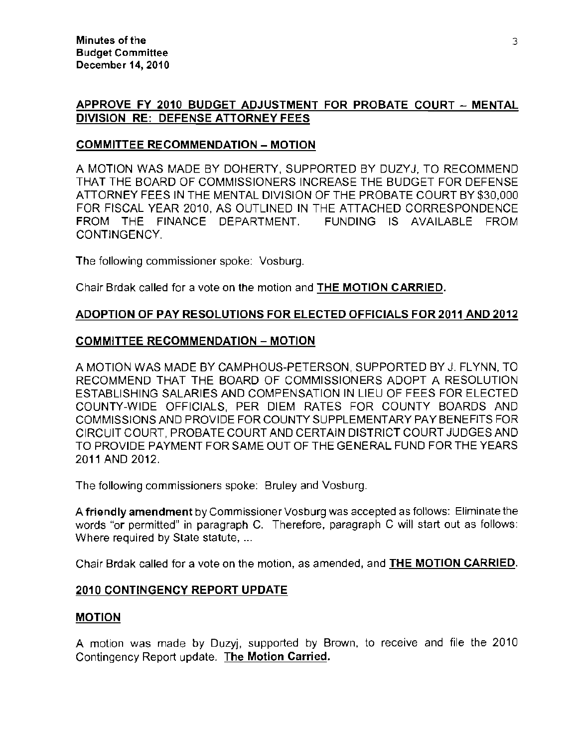## APPROVE FY 2010 BUDGET ADJUSTMENT FOR PROBATE COURT – MENTAL DIVISION RE: DEFENSE ATTORNEY FEES

### COMMITTEE RECOMMENDATION – MOTION

A MOTION WAS MADE BY DOHERTY, SUPPORTED BY DUZYJ, TO RECOMMEND THAT THE BOARD OF COMMISSIONERS INCREASE THE BUDGET FOR DEFENSE ATTORNEY FEES IN THE MENTAL DIVISION OF THE PROBATE COURT BY $30,000 FOR FISCAL YEAR 2010, AS OUTLINED IN THE ATTACHED CORRESPONDENCE FROM THE FINANCE DEPARTMENT. FUNDING IS AVAILABLE FROM CONTINGENCY.

The following commissioner spoke: Vosburg.

Chair Brdak called for a vote on the motion and **THE MOTION CARRIED.**

## ADOPTION OF PAY RESOLUTIONS FOR ELECTED OFFICIALS FOR 2011 AND 2012

### COMMITTEE RECOMMENDATION – MOTION

A MOTION WAS MADE BY CAMPHOUS-PETERSON, SUPPORTED BY J. FLYNN, TO RECOMMEND THAT THE BOARD OF COMMISSIONERS ADOPT A RESOLUTION ESTABLISHING SALARIES AND COMPENSATION IN LIEU OF FEES FOR ELECTED COUNTY-WIDE OFFICIALS, PER DIEM RATES FOR COUNTY BOARDS AND COMMISSIONS AND PROVIDE FOR COUNTY SUPPLEMENTARY PAY BENEFITS FOR CIRCUIT COURT, PROBATE COURT AND CERTAIN DISTRICT COURT JUDGES AND TO PROVIDE PAYMENT FOR SAME OUT OF THE GENERAL FUND FOR THE YEARS 2011 AND 2012.

The following commissioners spoke: Bruley and Vosburg.

**A friendly amendment** by Commissioner Vosburg was accepted as follows: Eliminate the words "or permitted" in paragraph C. Therefore, paragraph C will start out as follows: Where required by State statute, ...

Chair Brdak called for a vote on the motion, as amended, and **THE MOTION CARRIED.**

## 2010 CONTINGENCY REPORT UPDATE

### MOTION

A motion was made by Duzyj, supported by Brown, to receive and file the 2010 Contingency Report update. **The Motion Carried.**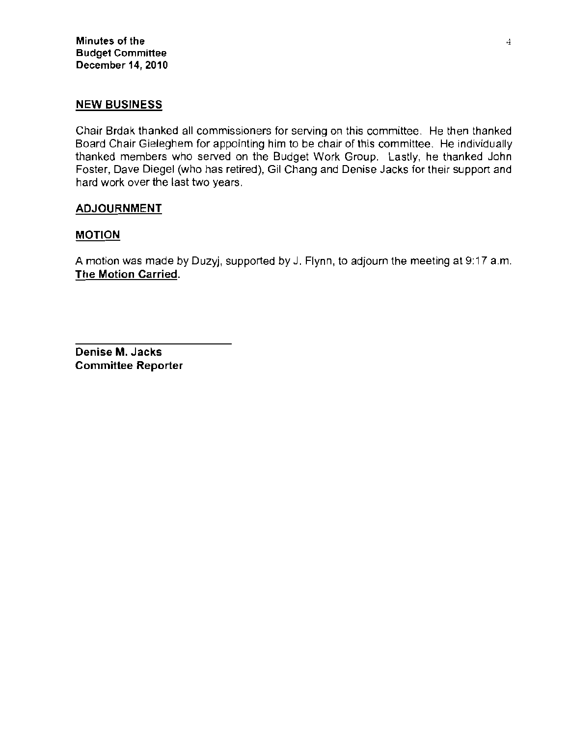## NEW BUSINESS

Chair Brdak thanked all commissioners for serving on this committee. He then thanked Board Chair Gieleghem for appointing him to be chair of this committee. He individually thanked members who served on the Budget Work Group. Lastly, he thanked John Foster, Dave Diegel (who has retired), Gil Chang and Denise Jacks for their support and hard work over the last two years.

## ADJOURNMENT

## MOTION

A motion was made by Duzyj, supported by J. Flynn, to adjourn the meeting at 9:17 a.m. **The Motion Carried.**

\_\_\_\_\_\_\_\_\_\_\_\_\_\_\_\_\_\_\_\_\_\_\_\_\_\_

**Denise M. Jacks**
**Committee Reporter**